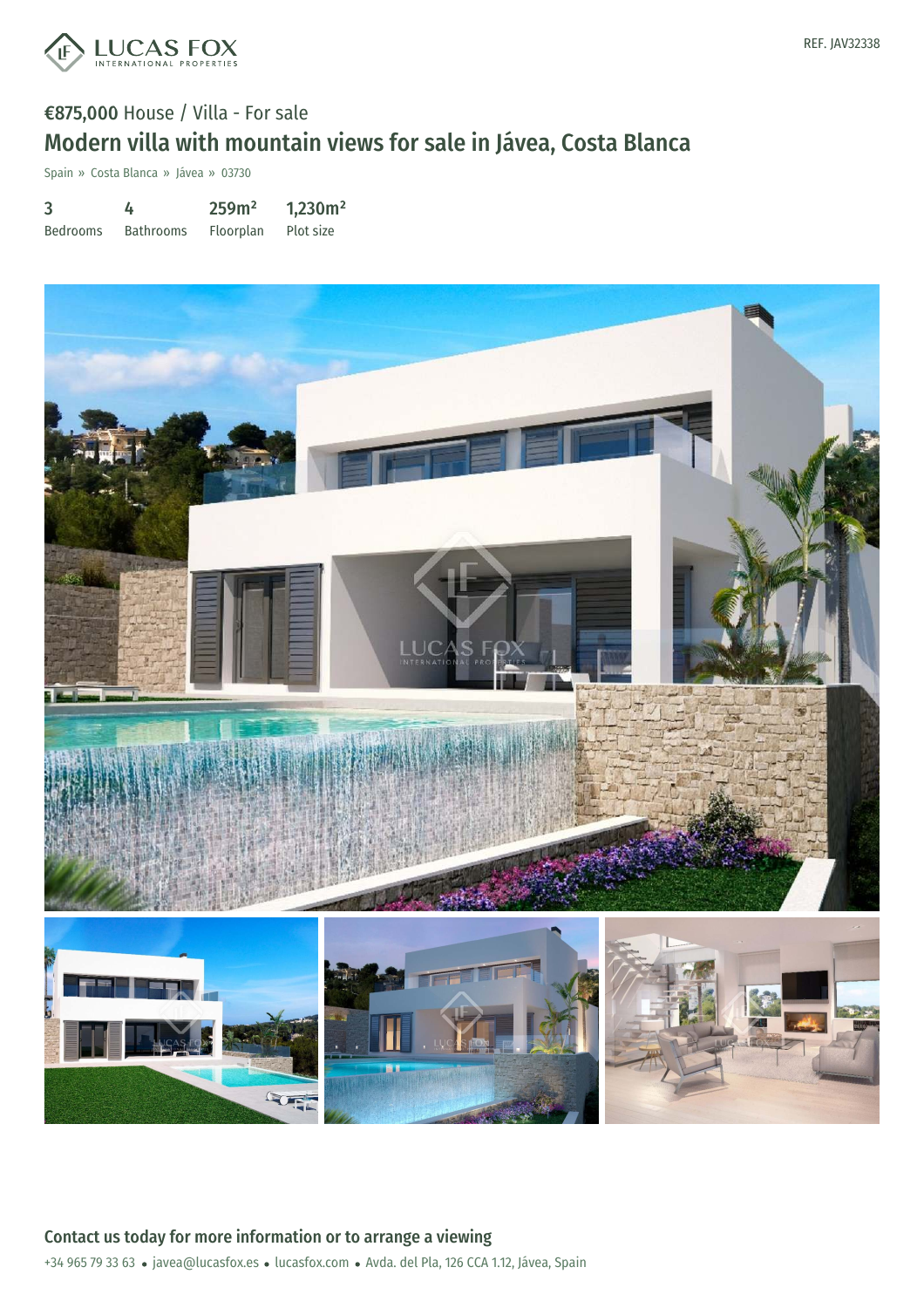REF. JAV32338

€875,000 House / Villa - For sale

# Modern villa with mountain views for sale in Jávea, Costa Blanca

Spain » Costa Blanca » Jávea » 03730

| 3 | 4 | 259m² | 1,230m² |
|---|---|---|---|
| Bedrooms | Bathrooms | Floorplan | Plot size |

## Contact us today for more information or to arrange a viewing

+34 965 79 33 63 • javea@lucasfox.es • lucasfox.com • Avda. del Pla, 126 CCA 1.12, Jávea, Spain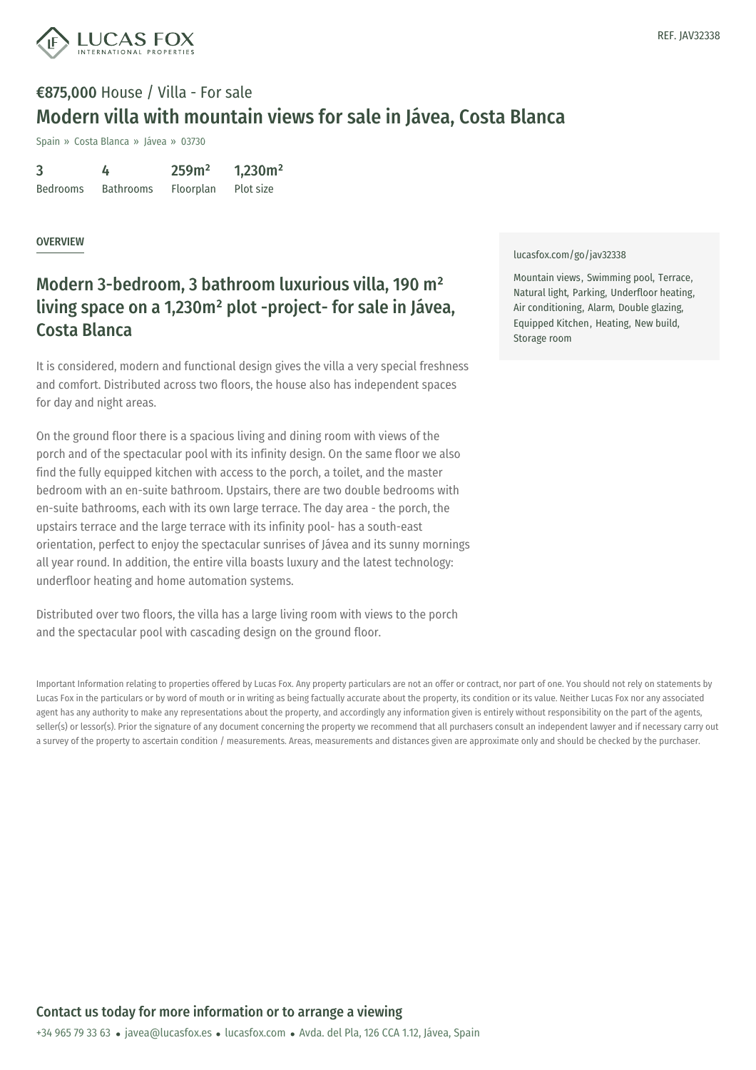LUCAS FOX INTERNATIONAL PROPERTIES

REF. JAV32338

**€875,000** House / Villa - For sale

# Modern villa with mountain views for sale in Jávea, Costa Blanca

Spain » Costa Blanca » Jávea » 03730

| 3 | 4 | 259m² | 1,230m² |
|---|---|---|---|
| Bedrooms | Bathrooms | Floorplan | Plot size |

OVERVIEW

## Modern 3-bedroom, 3 bathroom luxurious villa, 190 m² living space on a 1,230m² plot -project- for sale in Jávea, Costa Blanca

It is considered, modern and functional design gives the villa a very special freshness and comfort. Distributed across two floors, the house also has independent spaces for day and night areas.

On the ground floor there is a spacious living and dining room with views of the porch and of the spectacular pool with its infinity design. On the same floor we also find the fully equipped kitchen with access to the porch, a toilet, and the master bedroom with an en-suite bathroom. Upstairs, there are two double bedrooms with en-suite bathrooms, each with its own large terrace. The day area - the porch, the upstairs terrace and the large terrace with its infinity pool- has a south-east orientation, perfect to enjoy the spectacular sunrises of Jávea and its sunny mornings all year round. In addition, the entire villa boasts luxury and the latest technology: underfloor heating and home automation systems.

Distributed over two floors, the villa has a large living room with views to the porch and the spectacular pool with cascading design on the ground floor.

lucasfox.com/go/jav32338

Mountain views, Swimming pool, Terrace, Natural light, Parking, Underfloor heating, Air conditioning, Alarm, Double glazing, Equipped Kitchen, Heating, New build, Storage room

Important Information relating to properties offered by Lucas Fox. Any property particulars are not an offer or contract, nor part of one. You should not rely on statements by Lucas Fox in the particulars or by word of mouth or in writing as being factually accurate about the property, its condition or its value. Neither Lucas Fox nor any associated agent has any authority to make any representations about the property, and accordingly any information given is entirely without responsibility on the part of the agents, seller(s) or lessor(s). Prior the signature of any document concerning the property we recommend that all purchasers consult an independent lawyer and if necessary carry out a survey of the property to ascertain condition / measurements. Areas, measurements and distances given are approximate only and should be checked by the purchaser.

## Contact us today for more information or to arrange a viewing

+34 965 79 33 63 • javea@lucasfox.es • lucasfox.com • Avda. del Pla, 126 CCA 1.12, Jávea, Spain